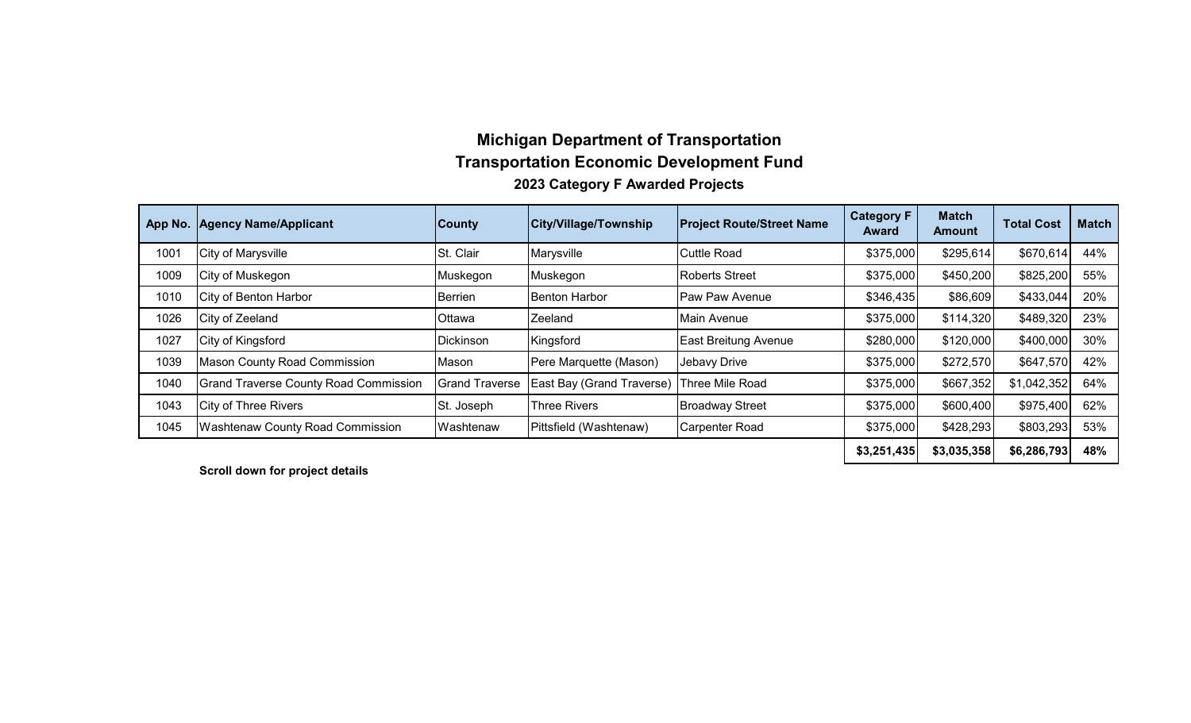# Michigan Department of Transportation

## Transportation Economic Development Fund

### 2023 Category F Awarded Projects

| App No. | Agency Name/Applicant | County | City/Village/Township | Project Route/Street Name | Category F Award | Match Amount | Total Cost | Match |
|---|---|---|---|---|---|---|---|---|
| 1001 | City of Marysville | St. Clair | Marysville | Cuttle Road | $375,000 | $295,614 | $670,614 | 44% |
| 1009 | City of Muskegon | Muskegon | Muskegon | Roberts Street | $375,000 | $450,200 | $825,200 | 55% |
| 1010 | City of Benton Harbor | Berrien | Benton Harbor | Paw Paw Avenue | $346,435 | $86,609 | $433,044 | 20% |
| 1026 | City of Zeeland | Ottawa | Zeeland | Main Avenue | $375,000 | $114,320 | $489,320 | 23% |
| 1027 | City of Kingsford | Dickinson | Kingsford | East Breitung Avenue | $280,000 | $120,000 | $400,000 | 30% |
| 1039 | Mason County Road Commission | Mason | Pere Marquette (Mason) | Jebavy Drive | $375,000 | $272,570 | $647,570 | 42% |
| 1040 | Grand Traverse County Road Commission | Grand Traverse | East Bay (Grand Traverse) | Three Mile Road | $375,000 | $667,352 | $1,042,352 | 64% |
| 1043 | City of Three Rivers | St. Joseph | Three Rivers | Broadway Street | $375,000 | $600,400 | $975,400 | 62% |
| 1045 | Washtenaw County Road Commission | Washtenaw | Pittsfield (Washtenaw) | Carpenter Road | $375,000 | $428,293 | $803,293 | 53% |
| | | | | | **$3,251,435** | **$3,035,358** | **$6,286,793** | **48%** |

**Scroll down for project details**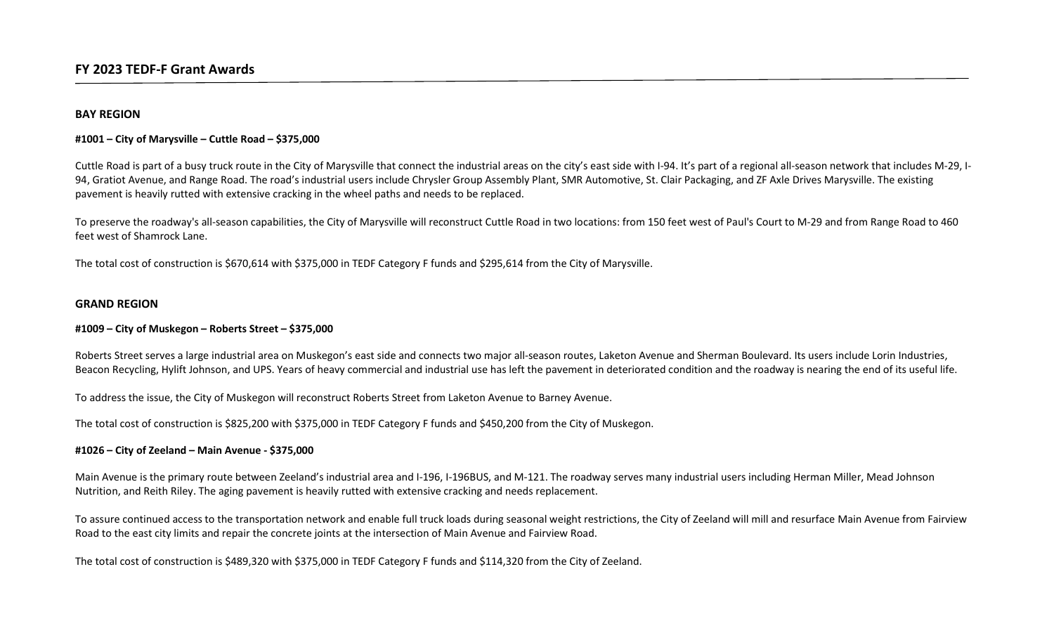## FY 2023 TEDF-F Grant Awards

### BAY REGION

**#1001 – City of Marysville – Cuttle Road – $375,000**

Cuttle Road is part of a busy truck route in the City of Marysville that connect the industrial areas on the city's east side with I-94. It's part of a regional all-season network that includes M-29, I-94, Gratiot Avenue, and Range Road. The road's industrial users include Chrysler Group Assembly Plant, SMR Automotive, St. Clair Packaging, and ZF Axle Drives Marysville. The existing pavement is heavily rutted with extensive cracking in the wheel paths and needs to be replaced.

To preserve the roadway's all-season capabilities, the City of Marysville will reconstruct Cuttle Road in two locations: from 150 feet west of Paul's Court to M-29 and from Range Road to 460 feet west of Shamrock Lane.

The total cost of construction is $670,614 with $375,000 in TEDF Category F funds and $295,614 from the City of Marysville.

### GRAND REGION

**#1009 – City of Muskegon – Roberts Street – $375,000**

Roberts Street serves a large industrial area on Muskegon's east side and connects two major all-season routes, Laketon Avenue and Sherman Boulevard. Its users include Lorin Industries, Beacon Recycling, Hylift Johnson, and UPS. Years of heavy commercial and industrial use has left the pavement in deteriorated condition and the roadway is nearing the end of its useful life.

To address the issue, the City of Muskegon will reconstruct Roberts Street from Laketon Avenue to Barney Avenue.

The total cost of construction is $825,200 with $375,000 in TEDF Category F funds and $450,200 from the City of Muskegon.

**#1026 – City of Zeeland – Main Avenue - $375,000**

Main Avenue is the primary route between Zeeland's industrial area and I-196, I-196BUS, and M-121. The roadway serves many industrial users including Herman Miller, Mead Johnson Nutrition, and Reith Riley. The aging pavement is heavily rutted with extensive cracking and needs replacement.

To assure continued access to the transportation network and enable full truck loads during seasonal weight restrictions, the City of Zeeland will mill and resurface Main Avenue from Fairview Road to the east city limits and repair the concrete joints at the intersection of Main Avenue and Fairview Road.

The total cost of construction is $489,320 with $375,000 in TEDF Category F funds and $114,320 from the City of Zeeland.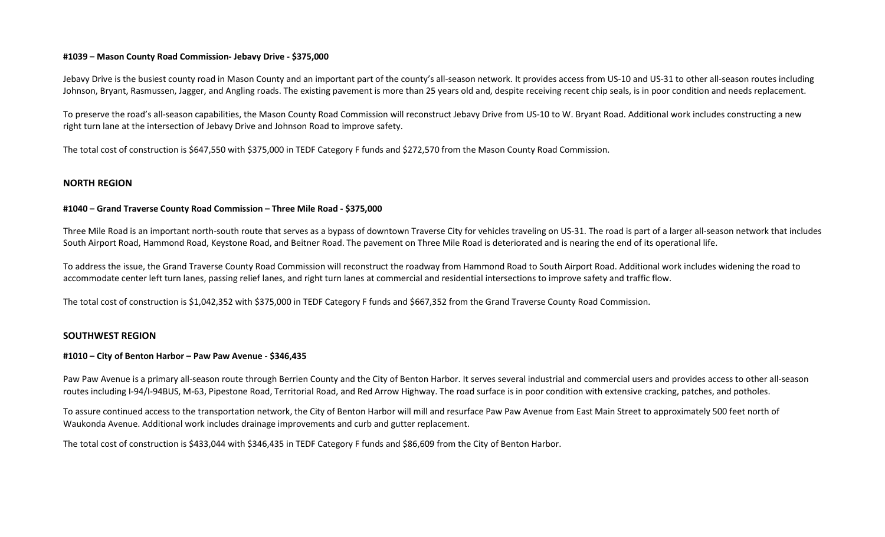**#1039 – Mason County Road Commission- Jebavy Drive - $375,000**

Jebavy Drive is the busiest county road in Mason County and an important part of the county's all-season network. It provides access from US-10 and US-31 to other all-season routes including Johnson, Bryant, Rasmussen, Jagger, and Angling roads. The existing pavement is more than 25 years old and, despite receiving recent chip seals, is in poor condition and needs replacement.

To preserve the road's all-season capabilities, the Mason County Road Commission will reconstruct Jebavy Drive from US-10 to W. Bryant Road. Additional work includes constructing a new right turn lane at the intersection of Jebavy Drive and Johnson Road to improve safety.

The total cost of construction is $647,550 with $375,000 in TEDF Category F funds and $272,570 from the Mason County Road Commission.

## NORTH REGION

**#1040 – Grand Traverse County Road Commission – Three Mile Road - $375,000**

Three Mile Road is an important north-south route that serves as a bypass of downtown Traverse City for vehicles traveling on US-31. The road is part of a larger all-season network that includes South Airport Road, Hammond Road, Keystone Road, and Beitner Road. The pavement on Three Mile Road is deteriorated and is nearing the end of its operational life.

To address the issue, the Grand Traverse County Road Commission will reconstruct the roadway from Hammond Road to South Airport Road. Additional work includes widening the road to accommodate center left turn lanes, passing relief lanes, and right turn lanes at commercial and residential intersections to improve safety and traffic flow.

The total cost of construction is $1,042,352 with $375,000 in TEDF Category F funds and $667,352 from the Grand Traverse County Road Commission.

## SOUTHWEST REGION

**#1010 – City of Benton Harbor – Paw Paw Avenue - $346,435**

Paw Paw Avenue is a primary all-season route through Berrien County and the City of Benton Harbor. It serves several industrial and commercial users and provides access to other all-season routes including I-94/I-94BUS, M-63, Pipestone Road, Territorial Road, and Red Arrow Highway. The road surface is in poor condition with extensive cracking, patches, and potholes.

To assure continued access to the transportation network, the City of Benton Harbor will mill and resurface Paw Paw Avenue from East Main Street to approximately 500 feet north of Waukonda Avenue. Additional work includes drainage improvements and curb and gutter replacement.

The total cost of construction is $433,044 with $346,435 in TEDF Category F funds and $86,609 from the City of Benton Harbor.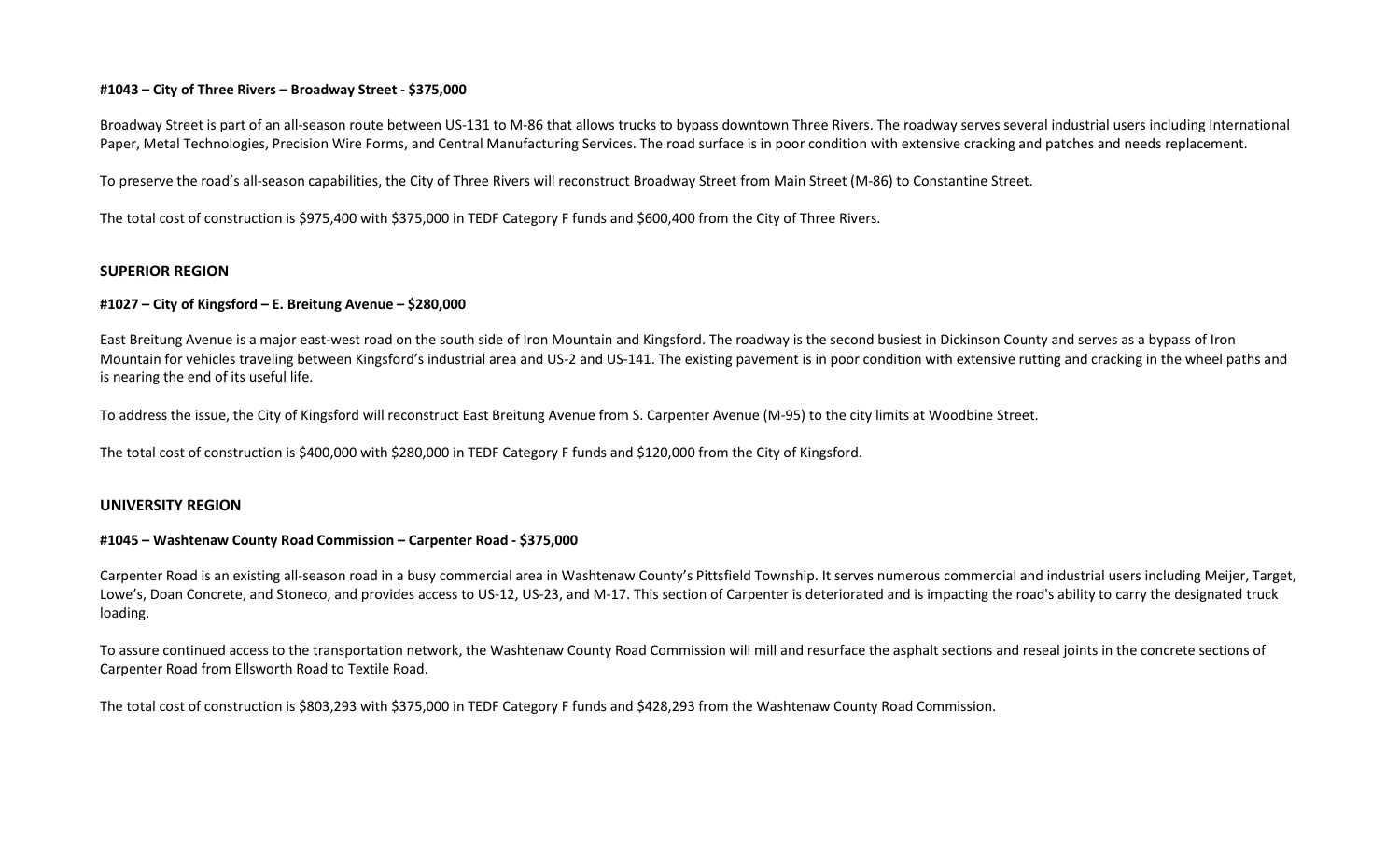**#1043 – City of Three Rivers – Broadway Street - $375,000**

Broadway Street is part of an all-season route between US-131 to M-86 that allows trucks to bypass downtown Three Rivers. The roadway serves several industrial users including International Paper, Metal Technologies, Precision Wire Forms, and Central Manufacturing Services. The road surface is in poor condition with extensive cracking and patches and needs replacement.

To preserve the road's all-season capabilities, the City of Three Rivers will reconstruct Broadway Street from Main Street (M-86) to Constantine Street.

The total cost of construction is $975,400 with $375,000 in TEDF Category F funds and $600,400 from the City of Three Rivers.

## SUPERIOR REGION

**#1027 – City of Kingsford – E. Breitung Avenue – $280,000**

East Breitung Avenue is a major east-west road on the south side of Iron Mountain and Kingsford. The roadway is the second busiest in Dickinson County and serves as a bypass of Iron Mountain for vehicles traveling between Kingsford's industrial area and US-2 and US-141. The existing pavement is in poor condition with extensive rutting and cracking in the wheel paths and is nearing the end of its useful life.

To address the issue, the City of Kingsford will reconstruct East Breitung Avenue from S. Carpenter Avenue (M-95) to the city limits at Woodbine Street.

The total cost of construction is $400,000 with $280,000 in TEDF Category F funds and $120,000 from the City of Kingsford.

## UNIVERSITY REGION

**#1045 – Washtenaw County Road Commission – Carpenter Road - $375,000**

Carpenter Road is an existing all-season road in a busy commercial area in Washtenaw County's Pittsfield Township. It serves numerous commercial and industrial users including Meijer, Target, Lowe's, Doan Concrete, and Stoneco, and provides access to US-12, US-23, and M-17. This section of Carpenter is deteriorated and is impacting the road's ability to carry the designated truck loading.

To assure continued access to the transportation network, the Washtenaw County Road Commission will mill and resurface the asphalt sections and reseal joints in the concrete sections of Carpenter Road from Ellsworth Road to Textile Road.

The total cost of construction is $803,293 with $375,000 in TEDF Category F funds and $428,293 from the Washtenaw County Road Commission.